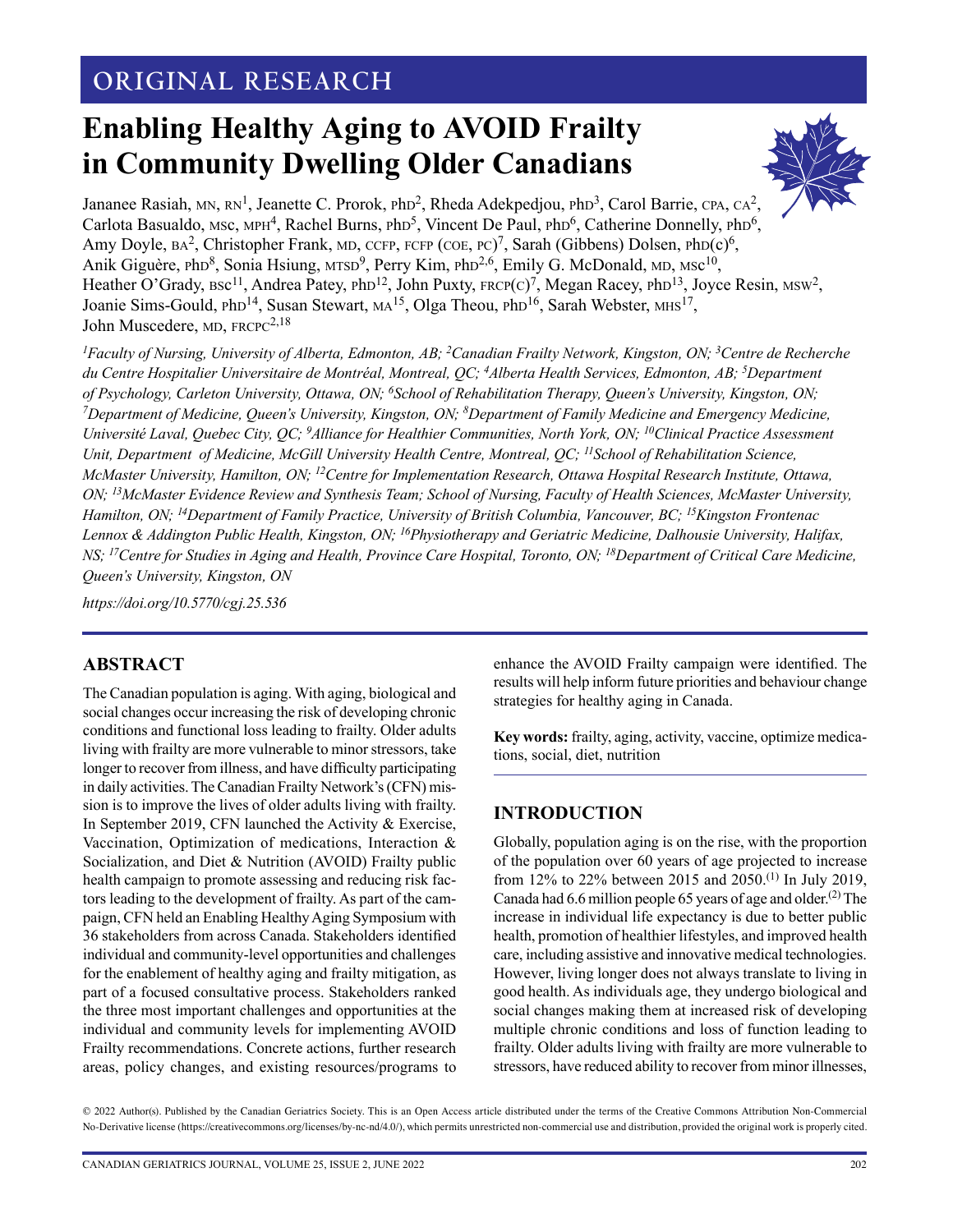ORIGINAL RESEARCH

# Enabling Healthy Aging to AVOID Frailty in Community Dwelling Older Canadians

Jananee Rasiah, MN, RN[1], Jeanette C. Prorok, PhD[2], Rheda Adekpedjou, PhD[3], Carol Barrie, CPA, CA[2], Carlota Basualdo, MSc, MPH[4], Rachel Burns, PhD[5], Vincent De Paul, PhD[6], Catherine Donnelly, PhD[6], Amy Doyle, BA[2], Christopher Frank, MD, CCFP, FCFP (COE, PC)[7], Sarah (Gibbens) Dolsen, PhD(c)[6], Anik Giguère, PhD[8], Sonia Hsiung, MTSD[9], Perry Kim, PhD[2,6], Emily G. McDonald, MD, MSc[10], Heather O'Grady, BSc[11], Andrea Patey, PhD[12], John Puxty, FRCP(C)[7], Megan Racey, PhD[13], Joyce Resin, MSW[2], Joanie Sims-Gould, PhD[14], Susan Stewart, MA[15], Olga Theou, PhD[16], Sarah Webster, MHS[17], John Muscedere, MD, FRCPC[2,18]

*[1]Faculty of Nursing, University of Alberta, Edmonton, AB; [2]Canadian Frailty Network, Kingston, ON; [3]Centre de Recherche du Centre Hospitalier Universitaire de Montréal, Montreal, QC; [4]Alberta Health Services, Edmonton, AB; [5]Department of Psychology, Carleton University, Ottawa, ON; [6]School of Rehabilitation Therapy, Queen's University, Kingston, ON; [7]Department of Medicine, Queen's University, Kingston, ON; [8]Department of Family Medicine and Emergency Medicine, Université Laval, Quebec City, QC; [9]Alliance for Healthier Communities, North York, ON; [10]Clinical Practice Assessment Unit, Department of Medicine, McGill University Health Centre, Montreal, QC; [11]School of Rehabilitation Science, McMaster University, Hamilton, ON; [12]Centre for Implementation Research, Ottawa Hospital Research Institute, Ottawa, ON; [13]McMaster Evidence Review and Synthesis Team; School of Nursing, Faculty of Health Sciences, McMaster University, Hamilton, ON; [14]Department of Family Practice, University of British Columbia, Vancouver, BC; [15]Kingston Frontenac Lennox & Addington Public Health, Kingston, ON; [16]Physiotherapy and Geriatric Medicine, Dalhousie University, Halifax, NS; [17]Centre for Studies in Aging and Health, Province Care Hospital, Toronto, ON; [18]Department of Critical Care Medicine, Queen's University, Kingston, ON*

*https://doi.org/10.5770/cgj.25.536*

## ABSTRACT

The Canadian population is aging. With aging, biological and social changes occur increasing the risk of developing chronic conditions and functional loss leading to frailty. Older adults living with frailty are more vulnerable to minor stressors, take longer to recover from illness, and have difficulty participating in daily activities. The Canadian Frailty Network's (CFN) mission is to improve the lives of older adults living with frailty. In September 2019, CFN launched the Activity & Exercise, Vaccination, Optimization of medications, Interaction & Socialization, and Diet & Nutrition (AVOID) Frailty public health campaign to promote assessing and reducing risk factors leading to the development of frailty. As part of the campaign, CFN held an Enabling Healthy Aging Symposium with 36 stakeholders from across Canada. Stakeholders identified individual and community-level opportunities and challenges for the enablement of healthy aging and frailty mitigation, as part of a focused consultative process. Stakeholders ranked the three most important challenges and opportunities at the individual and community levels for implementing AVOID Frailty recommendations. Concrete actions, further research areas, policy changes, and existing resources/programs to enhance the AVOID Frailty campaign were identified. The results will help inform future priorities and behaviour change strategies for healthy aging in Canada.

**Key words:** frailty, aging, activity, vaccine, optimize medications, social, diet, nutrition

## INTRODUCTION

Globally, population aging is on the rise, with the proportion of the population over 60 years of age projected to increase from 12% to 22% between 2015 and 2050.[1] In July 2019, Canada had 6.6 million people 65 years of age and older.[2] The increase in individual life expectancy is due to better public health, promotion of healthier lifestyles, and improved health care, including assistive and innovative medical technologies. However, living longer does not always translate to living in good health. As individuals age, they undergo biological and social changes making them at increased risk of developing multiple chronic conditions and loss of function leading to frailty. Older adults living with frailty are more vulnerable to stressors, have reduced ability to recover from minor illnesses,

© 2022 Author(s). Published by the Canadian Geriatrics Society. This is an Open Access article distributed under the terms of the Creative Commons Attribution Non-Commercial No-Derivative license (https://creativecommons.org/licenses/by-nc-nd/4.0/), which permits unrestricted non-commercial use and distribution, provided the original work is properly cited.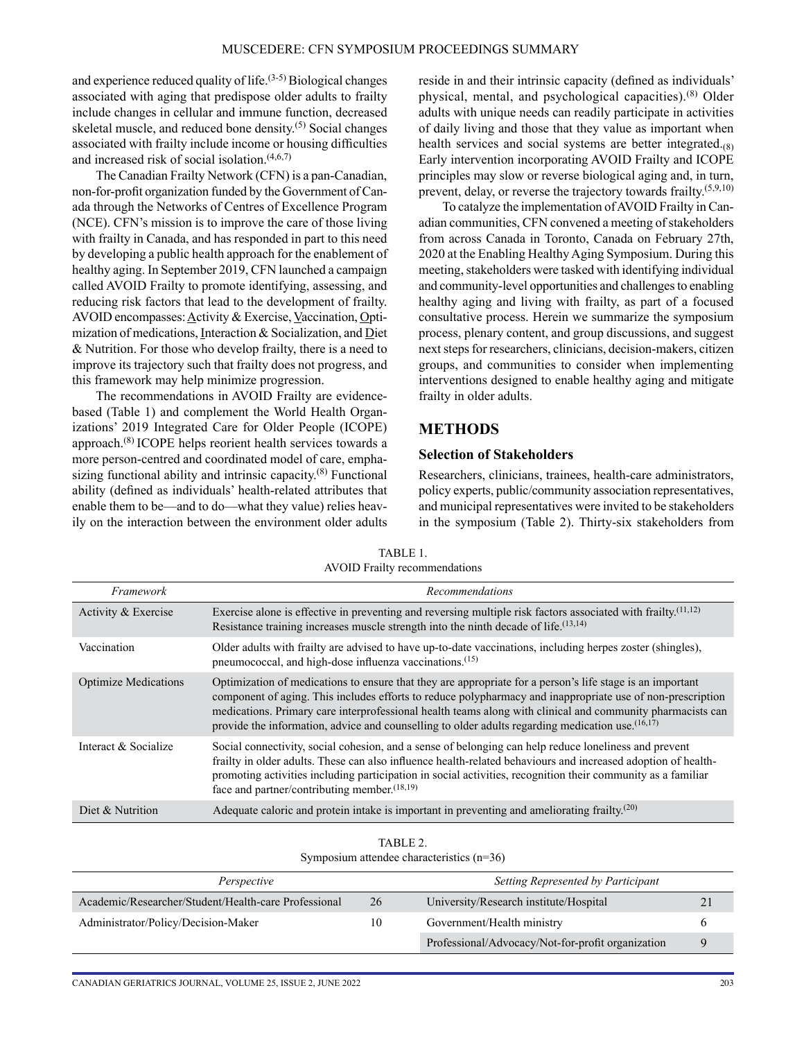and experience reduced quality of life.[3-5] Biological changes associated with aging that predispose older adults to frailty include changes in cellular and immune function, decreased skeletal muscle, and reduced bone density.[5] Social changes associated with frailty include income or housing difficulties and increased risk of social isolation.[4,6,7]

The Canadian Frailty Network (CFN) is a pan-Canadian, non-for-profit organization funded by the Government of Canada through the Networks of Centres of Excellence Program (NCE). CFN's mission is to improve the care of those living with frailty in Canada, and has responded in part to this need by developing a public health approach for the enablement of healthy aging. In September 2019, CFN launched a campaign called AVOID Frailty to promote identifying, assessing, and reducing risk factors that lead to the development of frailty. AVOID encompasses: Activity & Exercise, Vaccination, Optimization of medications, Interaction & Socialization, and Diet & Nutrition. For those who develop frailty, there is a need to improve its trajectory such that frailty does not progress, and this framework may help minimize progression.

The recommendations in AVOID Frailty are evidence-based (Table 1) and complement the World Health Organizations' 2019 Integrated Care for Older People (ICOPE) approach.[8] ICOPE helps reorient health services towards a more person-centred and coordinated model of care, emphasizing functional ability and intrinsic capacity.[8] Functional ability (defined as individuals' health-related attributes that enable them to be—and to do—what they value) relies heavily on the interaction between the environment older adults reside in and their intrinsic capacity (defined as individuals' physical, mental, and psychological capacities).[8] Older adults with unique needs can readily participate in activities of daily living and those that they value as important when health services and social systems are better integrated.[8] Early intervention incorporating AVOID Frailty and ICOPE principles may slow or reverse biological aging and, in turn, prevent, delay, or reverse the trajectory towards frailty.[5,9,10]

To catalyze the implementation of AVOID Frailty in Canadian communities, CFN convened a meeting of stakeholders from across Canada in Toronto, Canada on February 27th, 2020 at the Enabling Healthy Aging Symposium. During this meeting, stakeholders were tasked with identifying individual and community-level opportunities and challenges to enabling healthy aging and living with frailty, as part of a focused consultative process. Herein we summarize the symposium process, plenary content, and group discussions, and suggest next steps for researchers, clinicians, decision-makers, citizen groups, and communities to consider when implementing interventions designed to enable healthy aging and mitigate frailty in older adults.

## METHODS

### Selection of Stakeholders

Researchers, clinicians, trainees, health-care administrators, policy experts, public/community association representatives, and municipal representatives were invited to be stakeholders in the symposium (Table 2). Thirty-six stakeholders from

TABLE 1.
AVOID Frailty recommendations

| *Framework* | *Recommendations* |
|---|---|
| Activity & Exercise | Exercise alone is effective in preventing and reversing multiple risk factors associated with frailty.[11,12] Resistance training increases muscle strength into the ninth decade of life.[13,14] |
| Vaccination | Older adults with frailty are advised to have up-to-date vaccinations, including herpes zoster (shingles), pneumococcal, and high-dose influenza vaccinations.[15] |
| Optimize Medications | Optimization of medications to ensure that they are appropriate for a person's life stage is an important component of aging. This includes efforts to reduce polypharmacy and inappropriate use of non-prescription medications. Primary care interprofessional health teams along with clinical and community pharmacists can provide the information, advice and counselling to older adults regarding medication use.[16,17] |
| Interact & Socialize | Social connectivity, social cohesion, and a sense of belonging can help reduce loneliness and prevent frailty in older adults. These can also influence health-related behaviours and increased adoption of health-promoting activities including participation in social activities, recognition their community as a familiar face and partner/contributing member.[18,19] |
| Diet & Nutrition | Adequate caloric and protein intake is important in preventing and ameliorating frailty.[20] |

TABLE 2.
Symposium attendee characteristics (n=36)

| *Perspective* | | *Setting Represented by Participant* | |
|---|---|---|---|
| Academic/Researcher/Student/Health-care Professional | 26 | University/Research institute/Hospital | 21 |
| Administrator/Policy/Decision-Maker | 10 | Government/Health ministry | 6 |
| | | Professional/Advocacy/Not-for-profit organization | 9 |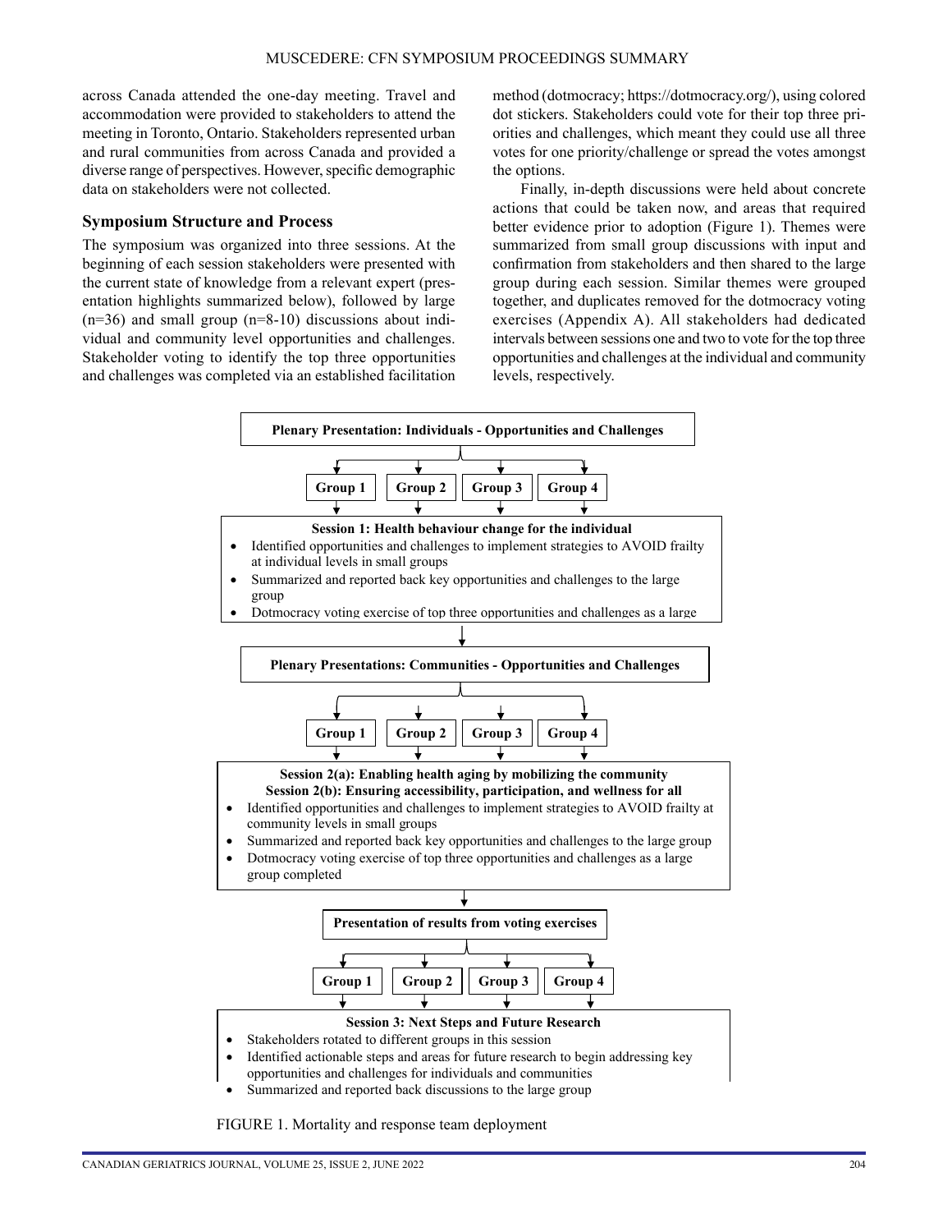across Canada attended the one-day meeting. Travel and accommodation were provided to stakeholders to attend the meeting in Toronto, Ontario. Stakeholders represented urban and rural communities from across Canada and provided a diverse range of perspectives. However, specific demographic data on stakeholders were not collected.

## Symposium Structure and Process

The symposium was organized into three sessions. At the beginning of each session stakeholders were presented with the current state of knowledge from a relevant expert (presentation highlights summarized below), followed by large (n=36) and small group (n=8-10) discussions about individual and community level opportunities and challenges. Stakeholder voting to identify the top three opportunities and challenges was completed via an established facilitation method (dotmocracy; https://dotmocracy.org/), using colored dot stickers. Stakeholders could vote for their top three priorities and challenges, which meant they could use all three votes for one priority/challenge or spread the votes amongst the options.

Finally, in-depth discussions were held about concrete actions that could be taken now, and areas that required better evidence prior to adoption (Figure 1). Themes were summarized from small group discussions with input and confirmation from stakeholders and then shared to the large group during each session. Similar themes were grouped together, and duplicates removed for the dotmocracy voting exercises (Appendix A). All stakeholders had dedicated intervals between sessions one and two to vote for the top three opportunities and challenges at the individual and community levels, respectively.

**Plenary Presentation: Individuals - Opportunities and Challenges**

**Group 1** | **Group 2** | **Group 3** | **Group 4**

**Session 1: Health behaviour change for the individual**

- Identified opportunities and challenges to implement strategies to AVOID frailty at individual levels in small groups
- Summarized and reported back key opportunities and challenges to the large group
- Dotmocracy voting exercise of top three opportunities and challenges as a large

**Plenary Presentations: Communities - Opportunities and Challenges**

**Group 1** | **Group 2** | **Group 3** | **Group 4**

**Session 2(a): Enabling health aging by mobilizing the community**
**Session 2(b): Ensuring accessibility, participation, and wellness for all**

- Identified opportunities and challenges to implement strategies to AVOID frailty at community levels in small groups
- Summarized and reported back key opportunities and challenges to the large group
- Dotmocracy voting exercise of top three opportunities and challenges as a large group completed

**Presentation of results from voting exercises**

**Group 1** | **Group 2** | **Group 3** | **Group 4**

**Session 3: Next Steps and Future Research**

- Stakeholders rotated to different groups in this session
- Identified actionable steps and areas for future research to begin addressing key opportunities and challenges for individuals and communities
- Summarized and reported back discussions to the large group

FIGURE 1. Mortality and response team deployment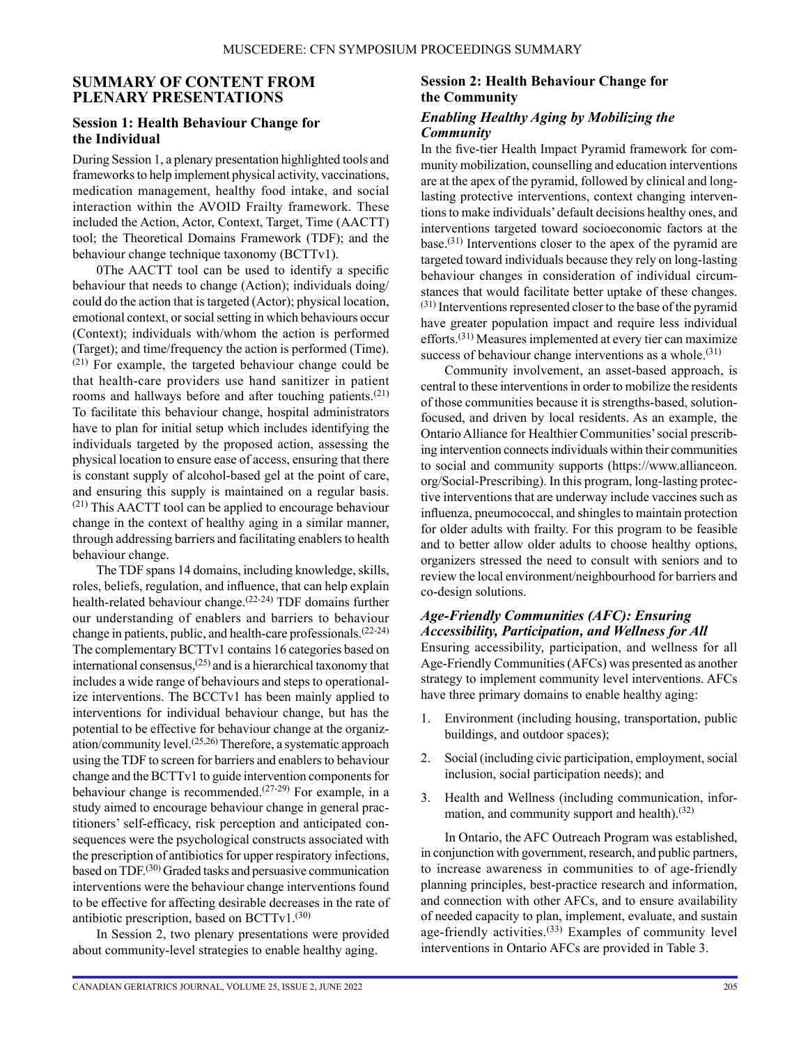## SUMMARY OF CONTENT FROM PLENARY PRESENTATIONS

### Session 1: Health Behaviour Change for the Individual

During Session 1, a plenary presentation highlighted tools and frameworks to help implement physical activity, vaccinations, medication management, healthy food intake, and social interaction within the AVOID Frailty framework. These included the Action, Actor, Context, Target, Time (AACTT) tool; the Theoretical Domains Framework (TDF); and the behaviour change technique taxonomy (BCTTv1).

0The AACTT tool can be used to identify a specific behaviour that needs to change (Action); individuals doing/could do the action that is targeted (Actor); physical location, emotional context, or social setting in which behaviours occur (Context); individuals with/whom the action is performed (Target); and time/frequency the action is performed (Time).[21] For example, the targeted behaviour change could be that health-care providers use hand sanitizer in patient rooms and hallways before and after touching patients.[21] To facilitate this behaviour change, hospital administrators have to plan for initial setup which includes identifying the individuals targeted by the proposed action, assessing the physical location to ensure ease of access, ensuring that there is constant supply of alcohol-based gel at the point of care, and ensuring this supply is maintained on a regular basis.[21] This AACTT tool can be applied to encourage behaviour change in the context of healthy aging in a similar manner, through addressing barriers and facilitating enablers to health behaviour change.

The TDF spans 14 domains, including knowledge, skills, roles, beliefs, regulation, and influence, that can help explain health-related behaviour change.[22-24] TDF domains further our understanding of enablers and barriers to behaviour change in patients, public, and health-care professionals.[22-24] The complementary BCTTv1 contains 16 categories based on international consensus,[25] and is a hierarchical taxonomy that includes a wide range of behaviours and steps to operationalize interventions. The BCCTv1 has been mainly applied to interventions for individual behaviour change, but has the potential to be effective for behaviour change at the organization/community level.[25,26] Therefore, a systematic approach using the TDF to screen for barriers and enablers to behaviour change and the BCTTv1 to guide intervention components for behaviour change is recommended.[27-29] For example, in a study aimed to encourage behaviour change in general practitioners' self-efficacy, risk perception and anticipated consequences were the psychological constructs associated with the prescription of antibiotics for upper respiratory infections, based on TDF.[30] Graded tasks and persuasive communication interventions were the behaviour change interventions found to be effective for affecting desirable decreases in the rate of antibiotic prescription, based on BCTTv1.[30]

In Session 2, two plenary presentations were provided about community-level strategies to enable healthy aging.

### Session 2: Health Behaviour Change for the Community

#### *Enabling Healthy Aging by Mobilizing the Community*

In the five-tier Health Impact Pyramid framework for community mobilization, counselling and education interventions are at the apex of the pyramid, followed by clinical and long-lasting protective interventions, context changing interventions to make individuals' default decisions healthy ones, and interventions targeted toward socioeconomic factors at the base.[31] Interventions closer to the apex of the pyramid are targeted toward individuals because they rely on long-lasting behaviour changes in consideration of individual circumstances that would facilitate better uptake of these changes.[31] Interventions represented closer to the base of the pyramid have greater population impact and require less individual efforts.[31] Measures implemented at every tier can maximize success of behaviour change interventions as a whole.[31]

Community involvement, an asset-based approach, is central to these interventions in order to mobilize the residents of those communities because it is strengths-based, solution-focused, and driven by local residents. As an example, the Ontario Alliance for Healthier Communities' social prescribing intervention connects individuals within their communities to social and community supports (https://www.allianceon.org/Social-Prescribing). In this program, long-lasting protective interventions that are underway include vaccines such as influenza, pneumococcal, and shingles to maintain protection for older adults with frailty. For this program to be feasible and to better allow older adults to choose healthy options, organizers stressed the need to consult with seniors and to review the local environment/neighbourhood for barriers and co-design solutions.

#### *Age-Friendly Communities (AFC): Ensuring Accessibility, Participation, and Wellness for All*

Ensuring accessibility, participation, and wellness for all Age-Friendly Communities (AFCs) was presented as another strategy to implement community level interventions. AFCs have three primary domains to enable healthy aging:

1. Environment (including housing, transportation, public buildings, and outdoor spaces);
2. Social (including civic participation, employment, social inclusion, social participation needs); and
3. Health and Wellness (including communication, information, and community support and health).[32]

In Ontario, the AFC Outreach Program was established, in conjunction with government, research, and public partners, to increase awareness in communities to of age-friendly planning principles, best-practice research and information, and connection with other AFCs, and to ensure availability of needed capacity to plan, implement, evaluate, and sustain age-friendly activities.[33] Examples of community level interventions in Ontario AFCs are provided in Table 3.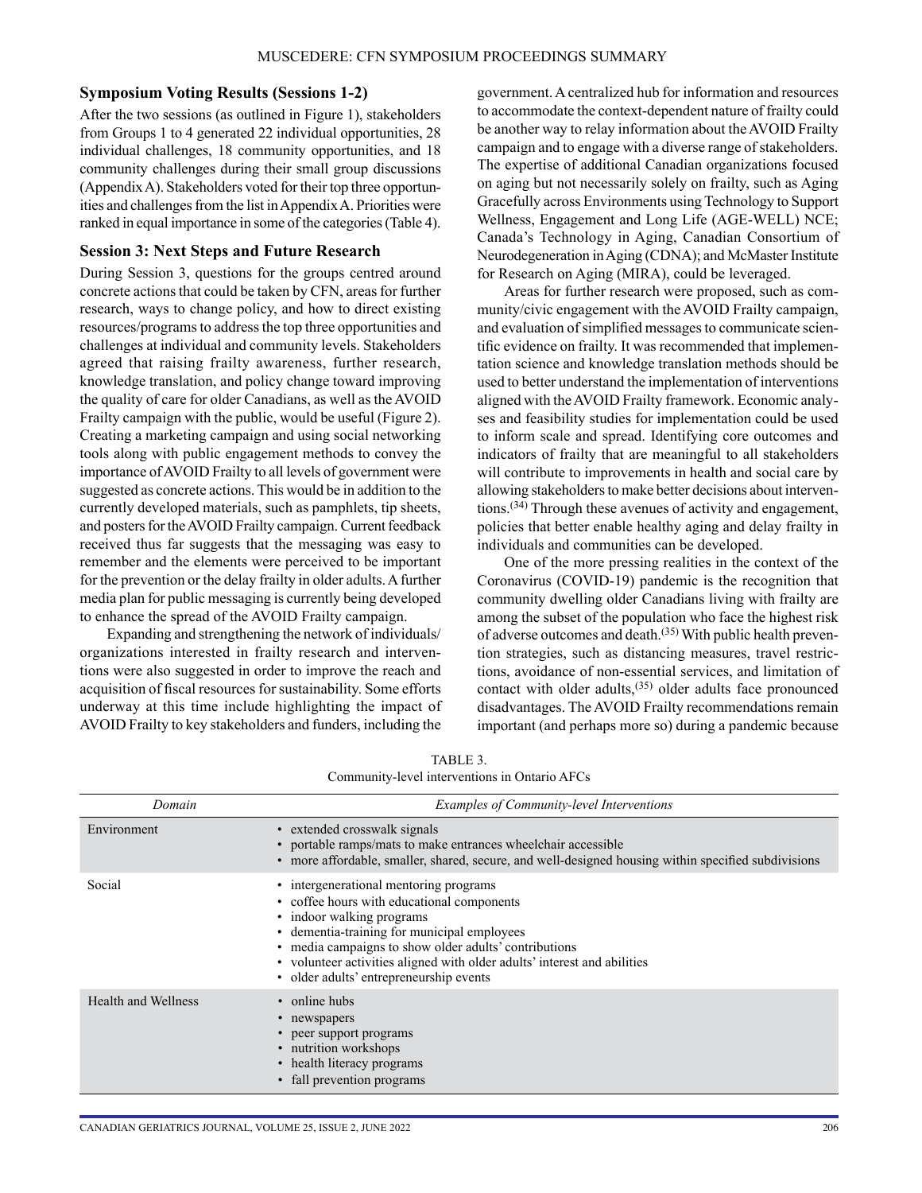### Symposium Voting Results (Sessions 1-2)

After the two sessions (as outlined in Figure 1), stakeholders from Groups 1 to 4 generated 22 individual opportunities, 28 individual challenges, 18 community opportunities, and 18 community challenges during their small group discussions (Appendix A). Stakeholders voted for their top three opportunities and challenges from the list in Appendix A. Priorities were ranked in equal importance in some of the categories (Table 4).

### Session 3: Next Steps and Future Research

During Session 3, questions for the groups centred around concrete actions that could be taken by CFN, areas for further research, ways to change policy, and how to direct existing resources/programs to address the top three opportunities and challenges at individual and community levels. Stakeholders agreed that raising frailty awareness, further research, knowledge translation, and policy change toward improving the quality of care for older Canadians, as well as the AVOID Frailty campaign with the public, would be useful (Figure 2). Creating a marketing campaign and using social networking tools along with public engagement methods to convey the importance of AVOID Frailty to all levels of government were suggested as concrete actions. This would be in addition to the currently developed materials, such as pamphlets, tip sheets, and posters for the AVOID Frailty campaign. Current feedback received thus far suggests that the messaging was easy to remember and the elements were perceived to be important for the prevention or the delay frailty in older adults. A further media plan for public messaging is currently being developed to enhance the spread of the AVOID Frailty campaign.

Expanding and strengthening the network of individuals/organizations interested in frailty research and interventions were also suggested in order to improve the reach and acquisition of fiscal resources for sustainability. Some efforts underway at this time include highlighting the impact of AVOID Frailty to key stakeholders and funders, including the government. A centralized hub for information and resources to accommodate the context-dependent nature of frailty could be another way to relay information about the AVOID Frailty campaign and to engage with a diverse range of stakeholders. The expertise of additional Canadian organizations focused on aging but not necessarily solely on frailty, such as Aging Gracefully across Environments using Technology to Support Wellness, Engagement and Long Life (AGE-WELL) NCE; Canada's Technology in Aging, Canadian Consortium of Neurodegeneration in Aging (CDNA); and McMaster Institute for Research on Aging (MIRA), could be leveraged.

Areas for further research were proposed, such as community/civic engagement with the AVOID Frailty campaign, and evaluation of simplified messages to communicate scientific evidence on frailty. It was recommended that implementation science and knowledge translation methods should be used to better understand the implementation of interventions aligned with the AVOID Frailty framework. Economic analyses and feasibility studies for implementation could be used to inform scale and spread. Identifying core outcomes and indicators of frailty that are meaningful to all stakeholders will contribute to improvements in health and social care by allowing stakeholders to make better decisions about interventions.[34] Through these avenues of activity and engagement, policies that better enable healthy aging and delay frailty in individuals and communities can be developed.

One of the more pressing realities in the context of the Coronavirus (COVID-19) pandemic is the recognition that community dwelling older Canadians living with frailty are among the subset of the population who face the highest risk of adverse outcomes and death.[35] With public health prevention strategies, such as distancing measures, travel restrictions, avoidance of non-essential services, and limitation of contact with older adults,[35] older adults face pronounced disadvantages. The AVOID Frailty recommendations remain important (and perhaps more so) during a pandemic because

TABLE 3.
Community-level interventions in Ontario AFCs

| *Domain* | *Examples of Community-level Interventions* |
|---|---|
| Environment | • extended crosswalk signals<br>• portable ramps/mats to make entrances wheelchair accessible<br>• more affordable, smaller, shared, secure, and well-designed housing within specified subdivisions |
| Social | • intergenerational mentoring programs<br>• coffee hours with educational components<br>• indoor walking programs<br>• dementia-training for municipal employees<br>• media campaigns to show older adults' contributions<br>• volunteer activities aligned with older adults' interest and abilities<br>• older adults' entrepreneurship events |
| Health and Wellness | • online hubs<br>• newspapers<br>• peer support programs<br>• nutrition workshops<br>• health literacy programs<br>• fall prevention programs |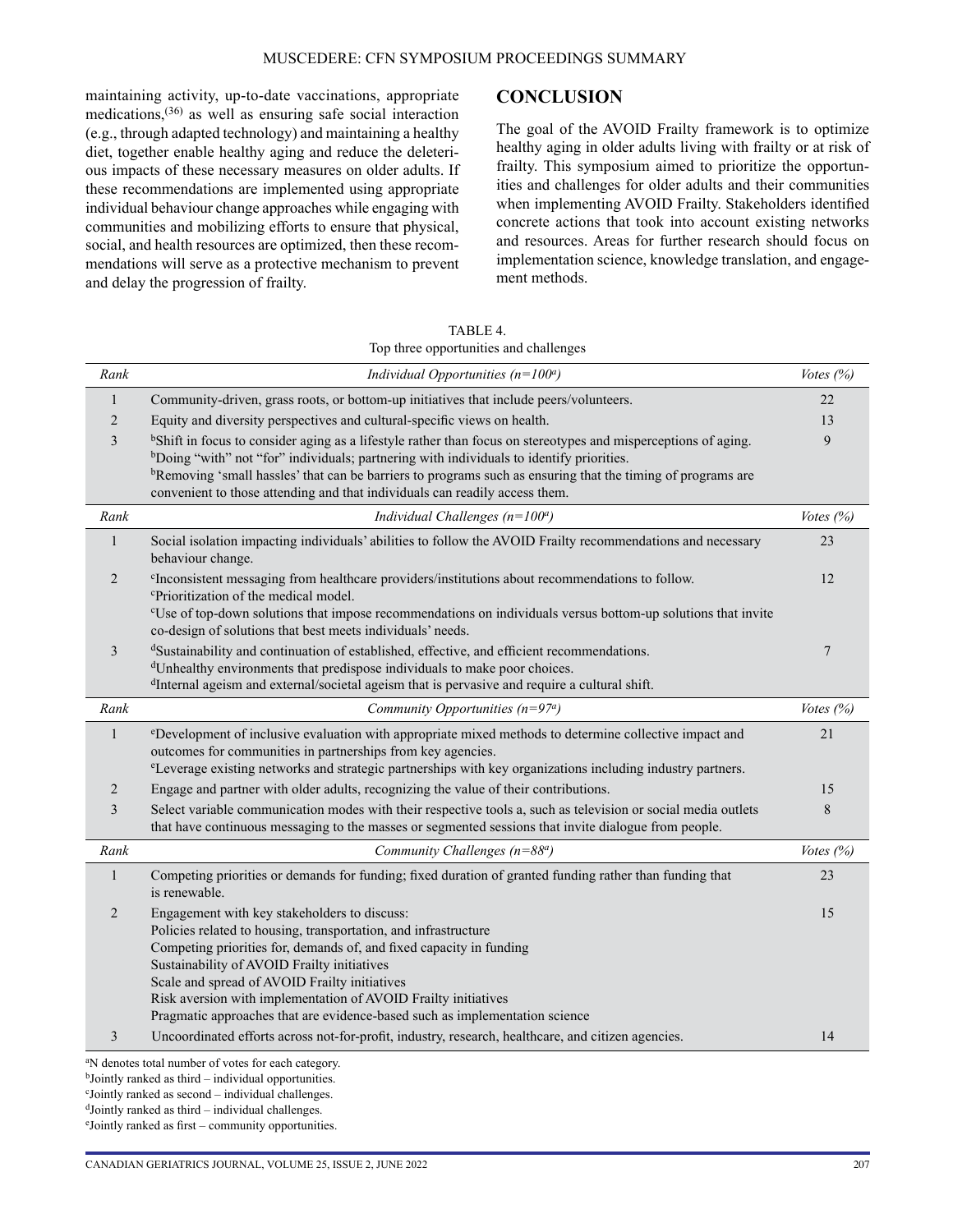maintaining activity, up-to-date vaccinations, appropriate medications,[36] as well as ensuring safe social interaction (e.g., through adapted technology) and maintaining a healthy diet, together enable healthy aging and reduce the deleterious impacts of these necessary measures on older adults. If these recommendations are implemented using appropriate individual behaviour change approaches while engaging with communities and mobilizing efforts to ensure that physical, social, and health resources are optimized, then these recommendations will serve as a protective mechanism to prevent and delay the progression of frailty.

## CONCLUSION

The goal of the AVOID Frailty framework is to optimize healthy aging in older adults living with frailty or at risk of frailty. This symposium aimed to prioritize the opportunities and challenges for older adults and their communities when implementing AVOID Frailty. Stakeholders identified concrete actions that took into account existing networks and resources. Areas for further research should focus on implementation science, knowledge translation, and engagement methods.

TABLE 4.
Top three opportunities and challenges

| *Rank* | *Individual Opportunities (n=100[a])* | *Votes (%)* |
|---|---|---|
| 1 | Community-driven, grass roots, or bottom-up initiatives that include peers/volunteers. | 22 |
| 2 | Equity and diversity perspectives and cultural-specific views on health. | 13 |
| 3 | [b]Shift in focus to consider aging as a lifestyle rather than focus on stereotypes and misperceptions of aging.<br>[b]Doing "with" not "for" individuals; partnering with individuals to identify priorities.<br>[b]Removing 'small hassles' that can be barriers to programs such as ensuring that the timing of programs are convenient to those attending and that individuals can readily access them. | 9 |
| *Rank* | *Individual Challenges (n=100[a])* | *Votes (%)* |
| 1 | Social isolation impacting individuals' abilities to follow the AVOID Frailty recommendations and necessary behaviour change. | 23 |
| 2 | [c]Inconsistent messaging from healthcare providers/institutions about recommendations to follow.<br>[c]Prioritization of the medical model.<br>[c]Use of top-down solutions that impose recommendations on individuals versus bottom-up solutions that invite co-design of solutions that best meets individuals' needs. | 12 |
| 3 | [d]Sustainability and continuation of established, effective, and efficient recommendations.<br>[d]Unhealthy environments that predispose individuals to make poor choices.<br>[d]Internal ageism and external/societal ageism that is pervasive and require a cultural shift. | 7 |
| *Rank* | *Community Opportunities (n=97[a])* | *Votes (%)* |
| 1 | [e]Development of inclusive evaluation with appropriate mixed methods to determine collective impact and outcomes for communities in partnerships from key agencies.<br>[e]Leverage existing networks and strategic partnerships with key organizations including industry partners. | 21 |
| 2 | Engage and partner with older adults, recognizing the value of their contributions. | 15 |
| 3 | Select variable communication modes with their respective tools a, such as television or social media outlets that have continuous messaging to the masses or segmented sessions that invite dialogue from people. | 8 |
| *Rank* | *Community Challenges (n=88[a])* | *Votes (%)* |
| 1 | Competing priorities or demands for funding; fixed duration of granted funding rather than funding that is renewable. | 23 |
| 2 | Engagement with key stakeholders to discuss:<br>Policies related to housing, transportation, and infrastructure<br>Competing priorities for, demands of, and fixed capacity in funding<br>Sustainability of AVOID Frailty initiatives<br>Scale and spread of AVOID Frailty initiatives<br>Risk aversion with implementation of AVOID Frailty initiatives<br>Pragmatic approaches that are evidence-based such as implementation science | 15 |
| 3 | Uncoordinated efforts across not-for-profit, industry, research, healthcare, and citizen agencies. | 14 |

[a]N denotes total number of votes for each category.
[b]Jointly ranked as third – individual opportunities.
[c]Jointly ranked as second – individual challenges.
[d]Jointly ranked as third – individual challenges.
[e]Jointly ranked as first – community opportunities.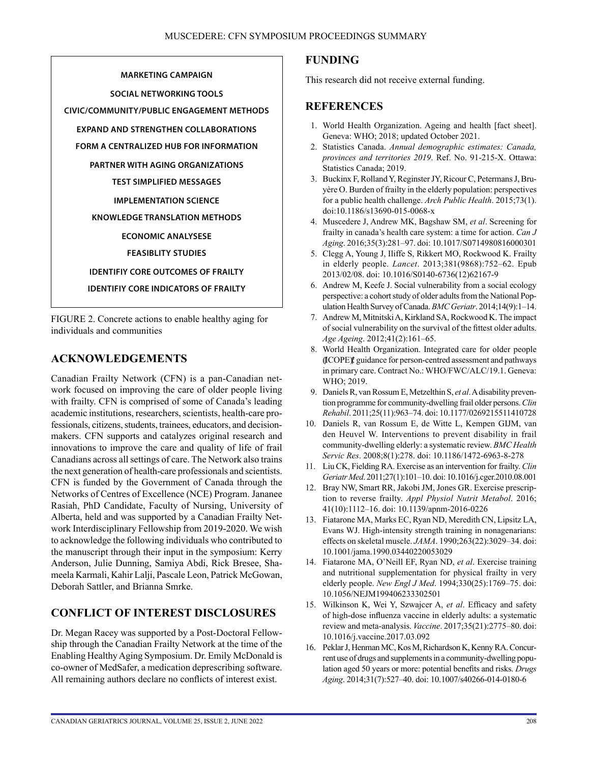MARKETING CAMPAIGN

SOCIAL NETWORKING TOOLS

CIVIC/COMMUNITY/PUBLIC ENGAGEMENT METHODS

EXPAND AND STRENGTHEN COLLABORATIONS

FORM A CENTRALIZED HUB FOR INFORMATION

PARTNER WITH AGING ORGANIZATIONS

TEST SIMPLIFIED MESSAGES

IMPLEMENTATION SCIENCE

KNOWLEDGE TRANSLATION METHODS

ECONOMIC ANALYSESE

FEASBLITY STUDIES

IDENTIFIY CORE OUTCOMES OF FRAILTY

IDENTIFIY CORE INDICATORS OF FRAILTY

FIGURE 2. Concrete actions to enable healthy aging for individuals and communities

## ACKNOWLEDGEMENTS

Canadian Frailty Network (CFN) is a pan-Canadian network focused on improving the care of older people living with frailty. CFN is comprised of some of Canada's leading academic institutions, researchers, scientists, health-care professionals, citizens, students, trainees, educators, and decision-makers. CFN supports and catalyzes original research and innovations to improve the care and quality of life of frail Canadians across all settings of care. The Network also trains the next generation of health-care professionals and scientists. CFN is funded by the Government of Canada through the Networks of Centres of Excellence (NCE) Program. Jananee Rasiah, PhD Candidate, Faculty of Nursing, University of Alberta, held and was supported by a Canadian Frailty Network Interdisciplinary Fellowship from 2019-2020. We wish to acknowledge the following individuals who contributed to the manuscript through their input in the symposium: Kerry Anderson, Julie Dunning, Samiya Abdi, Rick Bresee, Shameela Karmali, Kahir Lalji, Pascale Leon, Patrick McGowan, Deborah Sattler, and Brianna Smrke.

## CONFLICT OF INTEREST DISCLOSURES

Dr. Megan Racey was supported by a Post-Doctoral Fellowship through the Canadian Frailty Network at the time of the Enabling Healthy Aging Symposium. Dr. Emily McDonald is co-owner of MedSafer, a medication deprescribing software. All remaining authors declare no conflicts of interest exist.

## FUNDING

This research did not receive external funding.

## REFERENCES

1. World Health Organization. Ageing and health [fact sheet]. Geneva: WHO; 2018; updated October 2021.
2. Statistics Canada. *Annual demographic estimates: Canada, provinces and territories 2019*. Ref. No. 91-215-X. Ottawa: Statistics Canada; 2019.
3. Buckinx F, Rolland Y, Reginster JY, Ricour C, Petermans J, Bruyère O. Burden of frailty in the elderly population: perspectives for a public health challenge. *Arch Public Health*. 2015;73(1). doi:10.1186/s13690-015-0068-x
4. Muscedere J, Andrew MK, Bagshaw SM, *et al*. Screening for frailty in canada's health care system: a time for action. *Can J Aging*. 2016;35(3):281–97. doi: 10.1017/S0714980816000301
5. Clegg A, Young J, Iliffe S, Rikkert MO, Rockwood K. Frailty in elderly people. *Lancet*. 2013;381(9868):752–62. Epub 2013/02/08. doi: 10.1016/S0140-6736(12)62167-9
6. Andrew M, Keefe J. Social vulnerability from a social ecology perspective: a cohort study of older adults from the National Population Health Survey of Canada. *BMC Geriatr*. 2014;14(9):1–14.
7. Andrew M, Mitnitski A, Kirkland SA, Rockwood K. The impact of social vulnerability on the survival of the fittest older adults. *Age Ageing*. 2012;41(2):161–65.
8. World Health Organization. Integrated care for older people (ICOPE): guidance for person-centred assessment and pathways in primary care. Contract No.: WHO/FWC/ALC/19.1. Geneva: WHO; 2019.
9. Daniels R, van Rossum E, Metzelthin S, *et al*. A disability prevention programme for community-dwelling frail older persons. *Clin Rehabil*. 2011;25(11):963–74. doi: 10.1177/0269215511410728
10. Daniels R, van Rossum E, de Witte L, Kempen GIJM, van den Heuvel W. Interventions to prevent disability in frail community-dwelling elderly: a systematic review. *BMC Health Servic Res*. 2008;8(1):278. doi: 10.1186/1472-6963-8-278
11. Liu CK, Fielding RA. Exercise as an intervention for frailty. *Clin Geriatr Med*. 2011;27(1):101–10. doi: 10.1016/j.cger.2010.08.001
12. Bray NW, Smart RR, Jakobi JM, Jones GR. Exercise prescription to reverse frailty. *Appl Physiol Nutrit Metabol*. 2016; 41(10):1112–16. doi: 10.1139/apnm-2016-0226
13. Fiatarone MA, Marks EC, Ryan ND, Meredith CN, Lipsitz LA, Evans WJ. High-intensity strength training in nonagenarians: effects on skeletal muscle. *JAMA*. 1990;263(22):3029–34. doi: 10.1001/jama.1990.03440220053029
14. Fiatarone MA, O'Neill EF, Ryan ND, *et al*. Exercise training and nutritional supplementation for physical frailty in very elderly people. *New Engl J Med*. 1994;330(25):1769–75. doi: 10.1056/NEJM199406233302501
15. Wilkinson K, Wei Y, Szwajcer A, *et al*. Efficacy and safety of high-dose influenza vaccine in elderly adults: a systematic review and meta-analysis. *Vaccine*. 2017;35(21):2775–80. doi: 10.1016/j.vaccine.2017.03.092
16. Peklar J, Henman MC, Kos M, Richardson K, Kenny RA. Concurrent use of drugs and supplements in a community-dwelling population aged 50 years or more: potential benefits and risks. *Drugs Aging*. 2014;31(7):527–40. doi: 10.1007/s40266-014-0180-6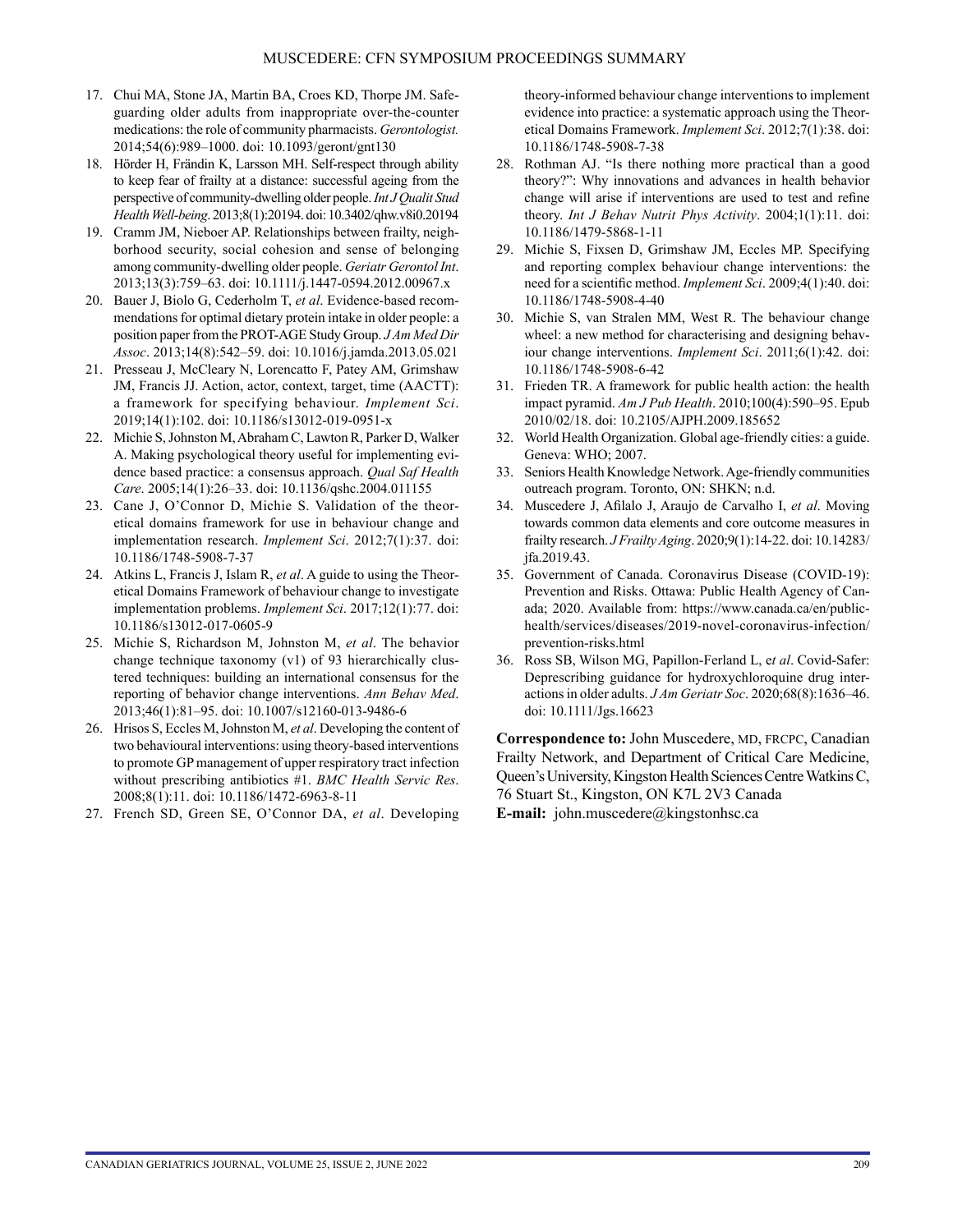17. Chui MA, Stone JA, Martin BA, Croes KD, Thorpe JM. Safeguarding older adults from inappropriate over-the-counter medications: the role of community pharmacists. *Gerontologist.* 2014;54(6):989–1000. doi: 10.1093/geront/gnt130
18. Hörder H, Frändin K, Larsson MH. Self-respect through ability to keep fear of frailty at a distance: successful ageing from the perspective of community-dwelling older people. *Int J Qualit Stud Health Well-being*. 2013;8(1):20194. doi: 10.3402/qhw.v8i0.20194
19. Cramm JM, Nieboer AP. Relationships between frailty, neighborhood security, social cohesion and sense of belonging among community-dwelling older people. *Geriatr Gerontol Int*. 2013;13(3):759–63. doi: 10.1111/j.1447-0594.2012.00967.x
20. Bauer J, Biolo G, Cederholm T, *et al*. Evidence-based recommendations for optimal dietary protein intake in older people: a position paper from the PROT-AGE Study Group. *J Am Med Dir Assoc*. 2013;14(8):542–59. doi: 10.1016/j.jamda.2013.05.021
21. Presseau J, McCleary N, Lorencatto F, Patey AM, Grimshaw JM, Francis JJ. Action, actor, context, target, time (AACTT): a framework for specifying behaviour. *Implement Sci*. 2019;14(1):102. doi: 10.1186/s13012-019-0951-x
22. Michie S, Johnston M, Abraham C, Lawton R, Parker D, Walker A. Making psychological theory useful for implementing evidence based practice: a consensus approach. *Qual Saf Health Care*. 2005;14(1):26–33. doi: 10.1136/qshc.2004.011155
23. Cane J, O'Connor D, Michie S. Validation of the theoretical domains framework for use in behaviour change and implementation research. *Implement Sci*. 2012;7(1):37. doi: 10.1186/1748-5908-7-37
24. Atkins L, Francis J, Islam R, *et al*. A guide to using the Theoretical Domains Framework of behaviour change to investigate implementation problems. *Implement Sci*. 2017;12(1):77. doi: 10.1186/s13012-017-0605-9
25. Michie S, Richardson M, Johnston M, *et al*. The behavior change technique taxonomy (v1) of 93 hierarchically clustered techniques: building an international consensus for the reporting of behavior change interventions. *Ann Behav Med*. 2013;46(1):81–95. doi: 10.1007/s12160-013-9486-6
26. Hrisos S, Eccles M, Johnston M, *et al*. Developing the content of two behavioural interventions: using theory-based interventions to promote GP management of upper respiratory tract infection without prescribing antibiotics #1. *BMC Health Servic Res*. 2008;8(1):11. doi: 10.1186/1472-6963-8-11
27. French SD, Green SE, O'Connor DA, *et al*. Developing theory-informed behaviour change interventions to implement evidence into practice: a systematic approach using the Theoretical Domains Framework. *Implement Sci*. 2012;7(1):38. doi: 10.1186/1748-5908-7-38
28. Rothman AJ. "Is there nothing more practical than a good theory?": Why innovations and advances in health behavior change will arise if interventions are used to test and refine theory. *Int J Behav Nutrit Phys Activity*. 2004;1(1):11. doi: 10.1186/1479-5868-1-11
29. Michie S, Fixsen D, Grimshaw JM, Eccles MP. Specifying and reporting complex behaviour change interventions: the need for a scientific method. *Implement Sci*. 2009;4(1):40. doi: 10.1186/1748-5908-4-40
30. Michie S, van Stralen MM, West R. The behaviour change wheel: a new method for characterising and designing behaviour change interventions. *Implement Sci*. 2011;6(1):42. doi: 10.1186/1748-5908-6-42
31. Frieden TR. A framework for public health action: the health impact pyramid. *Am J Pub Health*. 2010;100(4):590–95. Epub 2010/02/18. doi: 10.2105/AJPH.2009.185652
32. World Health Organization. Global age-friendly cities: a guide. Geneva: WHO; 2007.
33. Seniors Health Knowledge Network. Age-friendly communities outreach program. Toronto, ON: SHKN; n.d.
34. Muscedere J, Afilalo J, Araujo de Carvalho I, *et al*. Moving towards common data elements and core outcome measures in frailty research. *J Frailty Aging*. 2020;9(1):14-22. doi: 10.14283/jfa.2019.43.
35. Government of Canada. Coronavirus Disease (COVID-19): Prevention and Risks. Ottawa: Public Health Agency of Canada; 2020. Available from: https://www.canada.ca/en/public-health/services/diseases/2019-novel-coronavirus-infection/prevention-risks.html
36. Ross SB, Wilson MG, Papillon-Ferland L, e*t al*. Covid-Safer: Deprescribing guidance for hydroxychloroquine drug interactions in older adults. *J Am Geriatr Soc*. 2020;68(8):1636–46. doi: 10.1111/Jgs.16623

**Correspondence to:** John Muscedere, MD, FRCPC, Canadian Frailty Network, and Department of Critical Care Medicine, Queen's University, Kingston Health Sciences Centre Watkins C, 76 Stuart St., Kingston, ON K7L 2V3 Canada
**E-mail:** john.muscedere@kingstonhsc.ca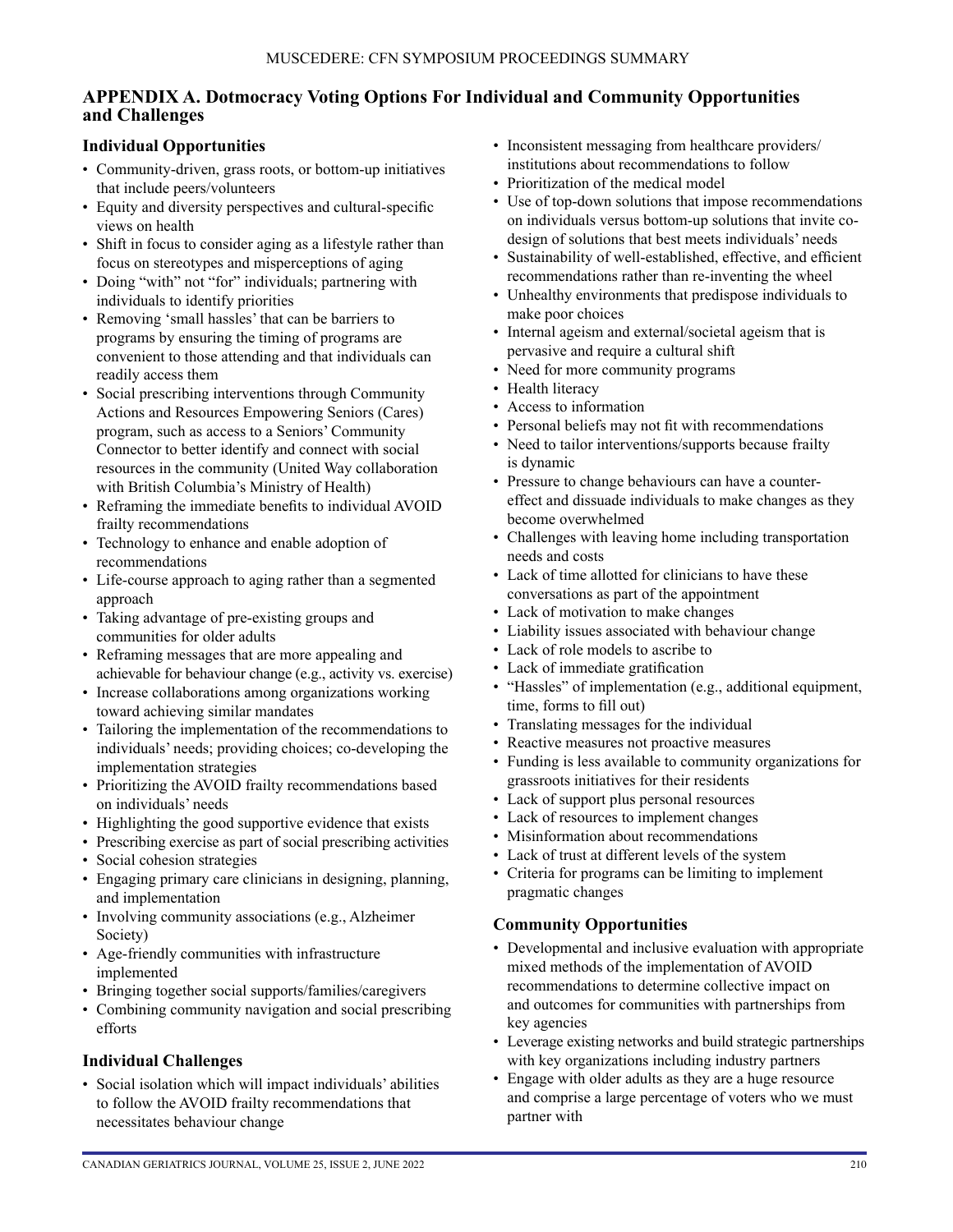## APPENDIX A. Dotmocracy Voting Options For Individual and Community Opportunities and Challenges

### Individual Opportunities

- Community-driven, grass roots, or bottom-up initiatives that include peers/volunteers
- Equity and diversity perspectives and cultural-specific views on health
- Shift in focus to consider aging as a lifestyle rather than focus on stereotypes and misperceptions of aging
- Doing "with" not "for" individuals; partnering with individuals to identify priorities
- Removing 'small hassles' that can be barriers to programs by ensuring the timing of programs are convenient to those attending and that individuals can readily access them
- Social prescribing interventions through Community Actions and Resources Empowering Seniors (Cares) program, such as access to a Seniors' Community Connector to better identify and connect with social resources in the community (United Way collaboration with British Columbia's Ministry of Health)
- Reframing the immediate benefits to individual AVOID frailty recommendations
- Technology to enhance and enable adoption of recommendations
- Life-course approach to aging rather than a segmented approach
- Taking advantage of pre-existing groups and communities for older adults
- Reframing messages that are more appealing and achievable for behaviour change (e.g., activity vs. exercise)
- Increase collaborations among organizations working toward achieving similar mandates
- Tailoring the implementation of the recommendations to individuals' needs; providing choices; co-developing the implementation strategies
- Prioritizing the AVOID frailty recommendations based on individuals' needs
- Highlighting the good supportive evidence that exists
- Prescribing exercise as part of social prescribing activities
- Social cohesion strategies
- Engaging primary care clinicians in designing, planning, and implementation
- Involving community associations (e.g., Alzheimer Society)
- Age-friendly communities with infrastructure implemented
- Bringing together social supports/families/caregivers
- Combining community navigation and social prescribing efforts

### Individual Challenges

- Social isolation which will impact individuals' abilities to follow the AVOID frailty recommendations that necessitates behaviour change
- Inconsistent messaging from healthcare providers/institutions about recommendations to follow
- Prioritization of the medical model
- Use of top-down solutions that impose recommendations on individuals versus bottom-up solutions that invite co-design of solutions that best meets individuals' needs
- Sustainability of well-established, effective, and efficient recommendations rather than re-inventing the wheel
- Unhealthy environments that predispose individuals to make poor choices
- Internal ageism and external/societal ageism that is pervasive and require a cultural shift
- Need for more community programs
- Health literacy
- Access to information
- Personal beliefs may not fit with recommendations
- Need to tailor interventions/supports because frailty is dynamic
- Pressure to change behaviours can have a counter-effect and dissuade individuals to make changes as they become overwhelmed
- Challenges with leaving home including transportation needs and costs
- Lack of time allotted for clinicians to have these conversations as part of the appointment
- Lack of motivation to make changes
- Liability issues associated with behaviour change
- Lack of role models to ascribe to
- Lack of immediate gratification
- "Hassles" of implementation (e.g., additional equipment, time, forms to fill out)
- Translating messages for the individual
- Reactive measures not proactive measures
- Funding is less available to community organizations for grassroots initiatives for their residents
- Lack of support plus personal resources
- Lack of resources to implement changes
- Misinformation about recommendations
- Lack of trust at different levels of the system
- Criteria for programs can be limiting to implement pragmatic changes

### Community Opportunities

- Developmental and inclusive evaluation with appropriate mixed methods of the implementation of AVOID recommendations to determine collective impact on and outcomes for communities with partnerships from key agencies
- Leverage existing networks and build strategic partnerships with key organizations including industry partners
- Engage with older adults as they are a huge resource and comprise a large percentage of voters who we must partner with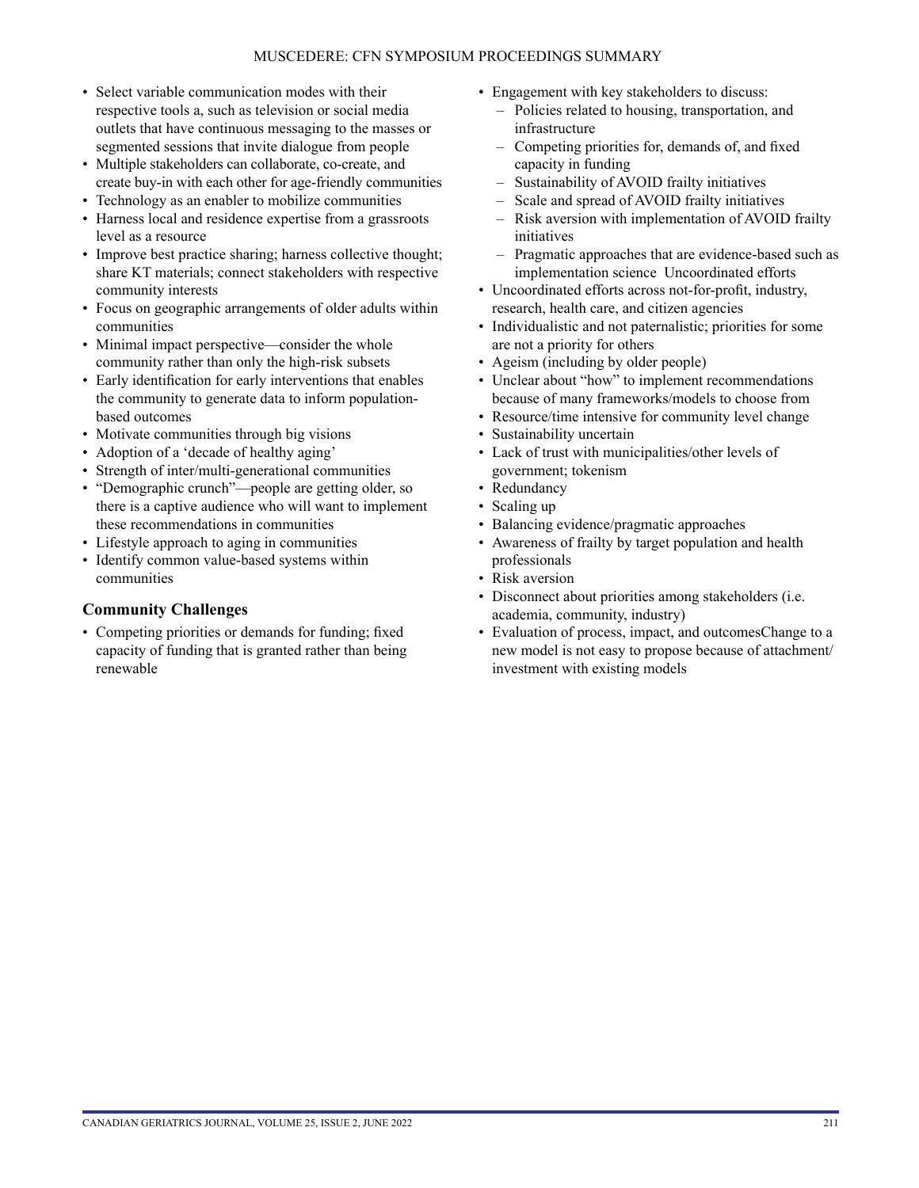- Select variable communication modes with their respective tools a, such as television or social media outlets that have continuous messaging to the masses or segmented sessions that invite dialogue from people
- Multiple stakeholders can collaborate, co-create, and create buy-in with each other for age-friendly communities
- Technology as an enabler to mobilize communities
- Harness local and residence expertise from a grassroots level as a resource
- Improve best practice sharing; harness collective thought; share KT materials; connect stakeholders with respective community interests
- Focus on geographic arrangements of older adults within communities
- Minimal impact perspective—consider the whole community rather than only the high-risk subsets
- Early identification for early interventions that enables the community to generate data to inform population-based outcomes
- Motivate communities through big visions
- Adoption of a 'decade of healthy aging'
- Strength of inter/multi-generational communities
- "Demographic crunch"—people are getting older, so there is a captive audience who will want to implement these recommendations in communities
- Lifestyle approach to aging in communities
- Identify common value-based systems within communities

### Community Challenges

- Competing priorities or demands for funding; fixed capacity of funding that is granted rather than being renewable
- Engagement with key stakeholders to discuss:
  - Policies related to housing, transportation, and infrastructure
  - Competing priorities for, demands of, and fixed capacity in funding
  - Sustainability of AVOID frailty initiatives
  - Scale and spread of AVOID frailty initiatives
  - Risk aversion with implementation of AVOID frailty initiatives
  - Pragmatic approaches that are evidence-based such as implementation science  Uncoordinated efforts
- Uncoordinated efforts across not-for-profit, industry, research, health care, and citizen agencies
- Individualistic and not paternalistic; priorities for some are not a priority for others
- Ageism (including by older people)
- Unclear about "how" to implement recommendations because of many frameworks/models to choose from
- Resource/time intensive for community level change
- Sustainability uncertain
- Lack of trust with municipalities/other levels of government; tokenism
- Redundancy
- Scaling up
- Balancing evidence/pragmatic approaches
- Awareness of frailty by target population and health professionals
- Risk aversion
- Disconnect about priorities among stakeholders (i.e. academia, community, industry)
- Evaluation of process, impact, and outcomesChange to a new model is not easy to propose because of attachment/investment with existing models